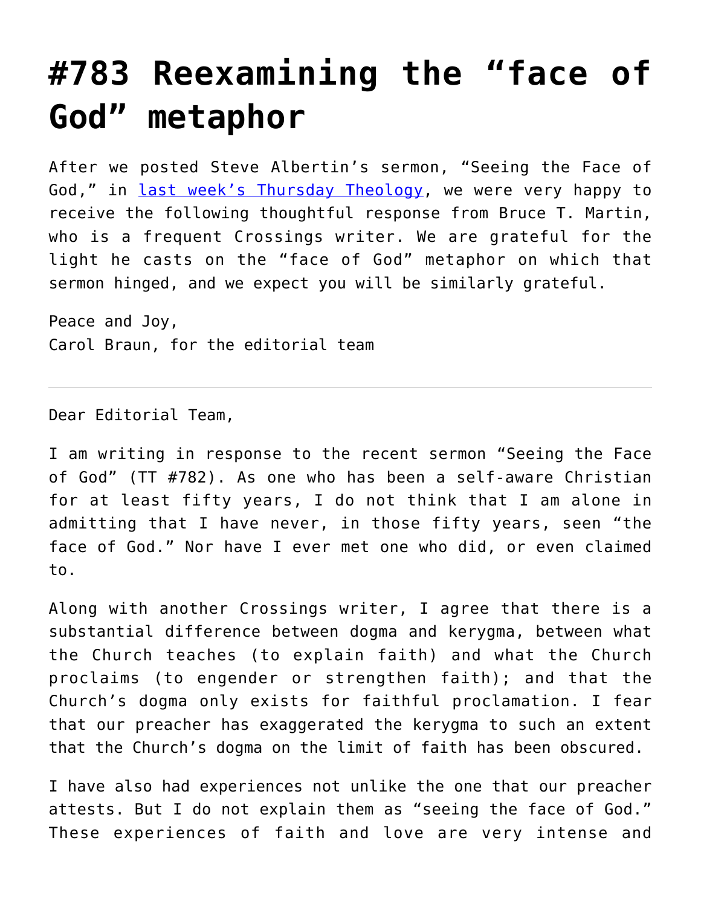# #783 Reexamining the "face of God" metaphor

After we posted Steve Albertin's sermon, "Seeing the Face of God," in last week's Thursday Theology, we were very happy to receive the following thoughtful response from Bruce T. Martin, who is a frequent Crossings writer. We are grateful for the light he casts on the "face of God" metaphor on which that sermon hinged, and we expect you will be similarly grateful.

Peace and Joy,
Carol Braun, for the editorial team

---

Dear Editorial Team,

I am writing in response to the recent sermon "Seeing the Face of God" (TT #782). As one who has been a self-aware Christian for at least fifty years, I do not think that I am alone in admitting that I have never, in those fifty years, seen "the face of God." Nor have I ever met one who did, or even claimed to.

Along with another Crossings writer, I agree that there is a substantial difference between dogma and kerygma, between what the Church teaches (to explain faith) and what the Church proclaims (to engender or strengthen faith); and that the Church's dogma only exists for faithful proclamation. I fear that our preacher has exaggerated the kerygma to such an extent that the Church's dogma on the limit of faith has been obscured.

I have also had experiences not unlike the one that our preacher attests. But I do not explain them as "seeing the face of God." These experiences of faith and love are very intense and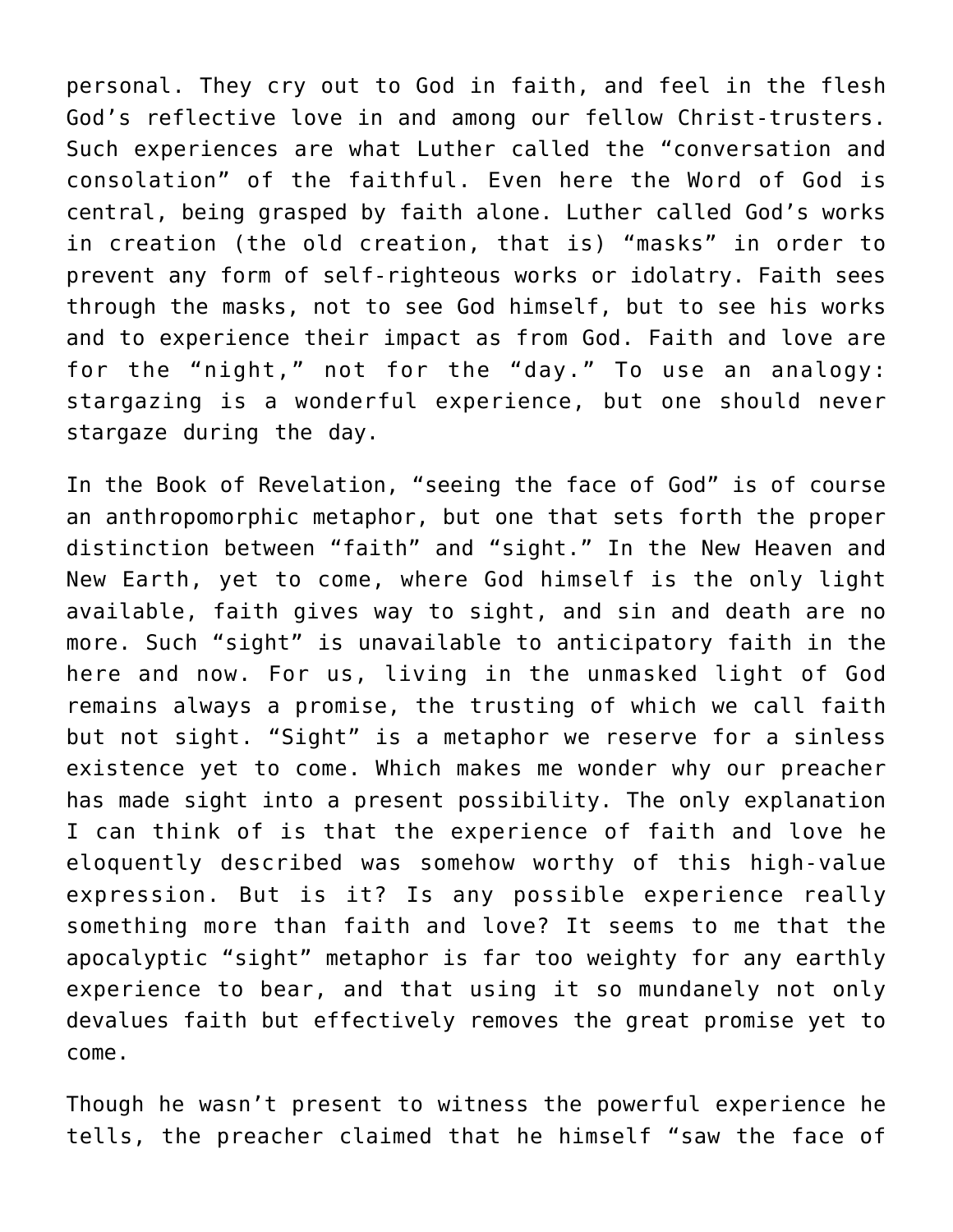personal. They cry out to God in faith, and feel in the flesh God's reflective love in and among our fellow Christ-trusters. Such experiences are what Luther called the "conversation and consolation" of the faithful. Even here the Word of God is central, being grasped by faith alone. Luther called God's works in creation (the old creation, that is) "masks" in order to prevent any form of self-righteous works or idolatry. Faith sees through the masks, not to see God himself, but to see his works and to experience their impact as from God. Faith and love are for the "night," not for the "day." To use an analogy: stargazing is a wonderful experience, but one should never stargaze during the day.

In the Book of Revelation, "seeing the face of God" is of course an anthropomorphic metaphor, but one that sets forth the proper distinction between "faith" and "sight." In the New Heaven and New Earth, yet to come, where God himself is the only light available, faith gives way to sight, and sin and death are no more. Such "sight" is unavailable to anticipatory faith in the here and now. For us, living in the unmasked light of God remains always a promise, the trusting of which we call faith but not sight. "Sight" is a metaphor we reserve for a sinless existence yet to come. Which makes me wonder why our preacher has made sight into a present possibility. The only explanation I can think of is that the experience of faith and love he eloquently described was somehow worthy of this high-value expression. But is it? Is any possible experience really something more than faith and love? It seems to me that the apocalyptic "sight" metaphor is far too weighty for any earthly experience to bear, and that using it so mundanely not only devalues faith but effectively removes the great promise yet to come.

Though he wasn't present to witness the powerful experience he tells, the preacher claimed that he himself "saw the face of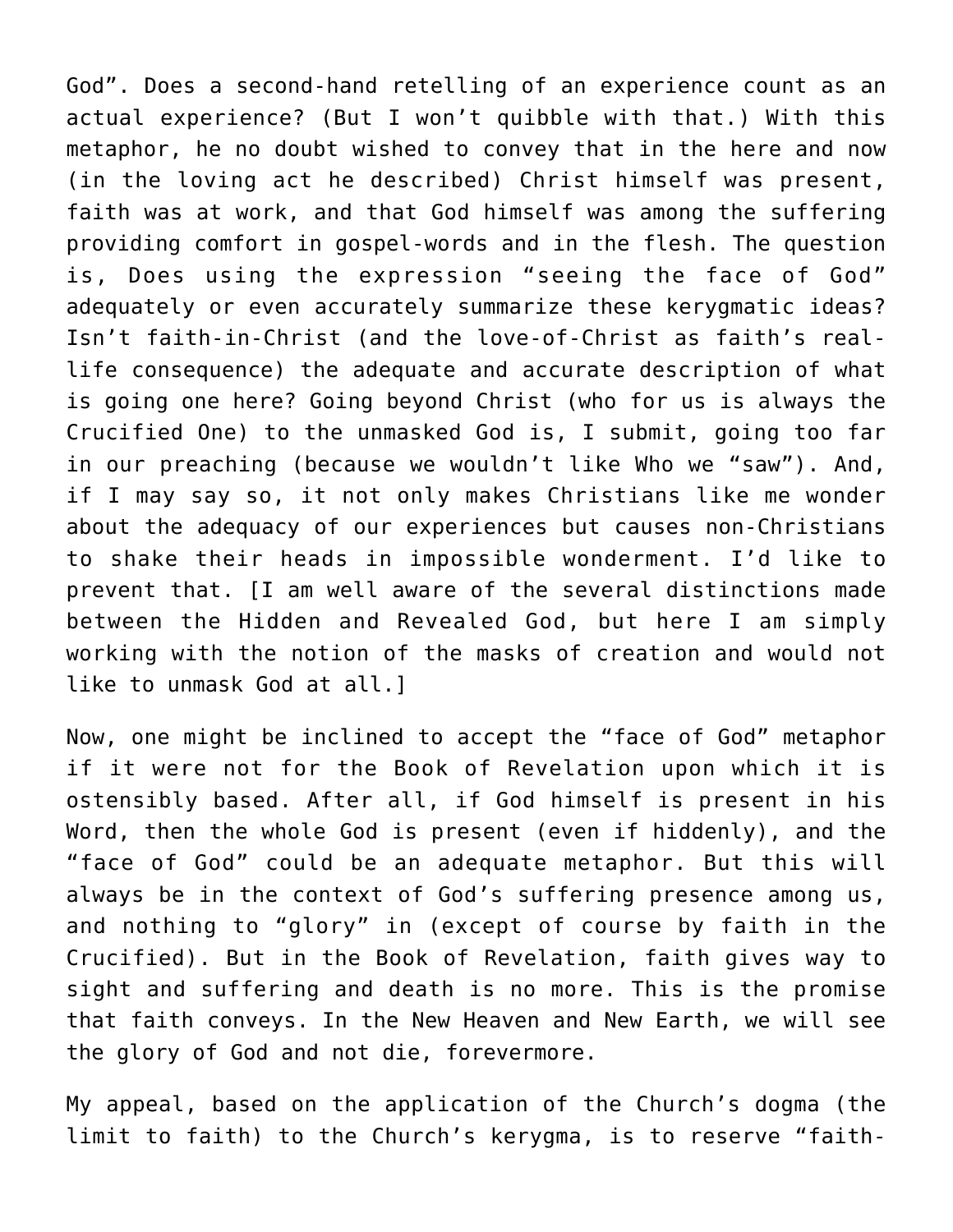God”. Does a second-hand retelling of an experience count as an actual experience? (But I won’t quibble with that.) With this metaphor, he no doubt wished to convey that in the here and now (in the loving act he described) Christ himself was present, faith was at work, and that God himself was among the suffering providing comfort in gospel-words and in the flesh. The question is, Does using the expression “seeing the face of God” adequately or even accurately summarize these kerygmatic ideas? Isn’t faith-in-Christ (and the love-of-Christ as faith’s real-life consequence) the adequate and accurate description of what is going one here? Going beyond Christ (who for us is always the Crucified One) to the unmasked God is, I submit, going too far in our preaching (because we wouldn’t like Who we “saw”). And, if I may say so, it not only makes Christians like me wonder about the adequacy of our experiences but causes non-Christians to shake their heads in impossible wonderment. I’d like to prevent that. [I am well aware of the several distinctions made between the Hidden and Revealed God, but here I am simply working with the notion of the masks of creation and would not like to unmask God at all.]

Now, one might be inclined to accept the “face of God” metaphor if it were not for the Book of Revelation upon which it is ostensibly based. After all, if God himself is present in his Word, then the whole God is present (even if hiddenly), and the “face of God” could be an adequate metaphor. But this will always be in the context of God’s suffering presence among us, and nothing to “glory” in (except of course by faith in the Crucified). But in the Book of Revelation, faith gives way to sight and suffering and death is no more. This is the promise that faith conveys. In the New Heaven and New Earth, we will see the glory of God and not die, forevermore.

My appeal, based on the application of the Church’s dogma (the limit to faith) to the Church’s kerygma, is to reserve “faith-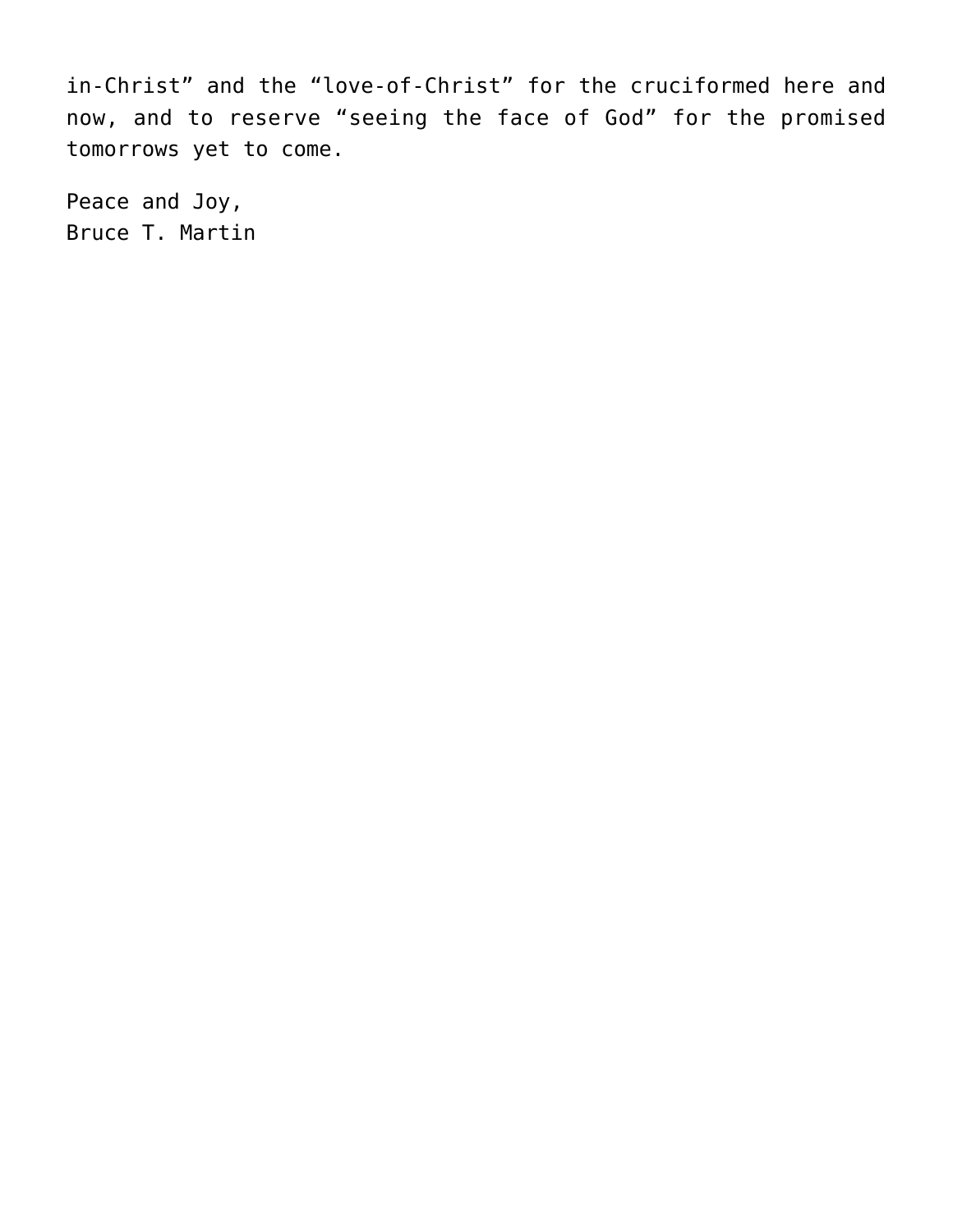in-Christ” and the “love-of-Christ” for the cruciformed here and now, and to reserve “seeing the face of God” for the promised tomorrows yet to come.

Peace and Joy,
Bruce T. Martin